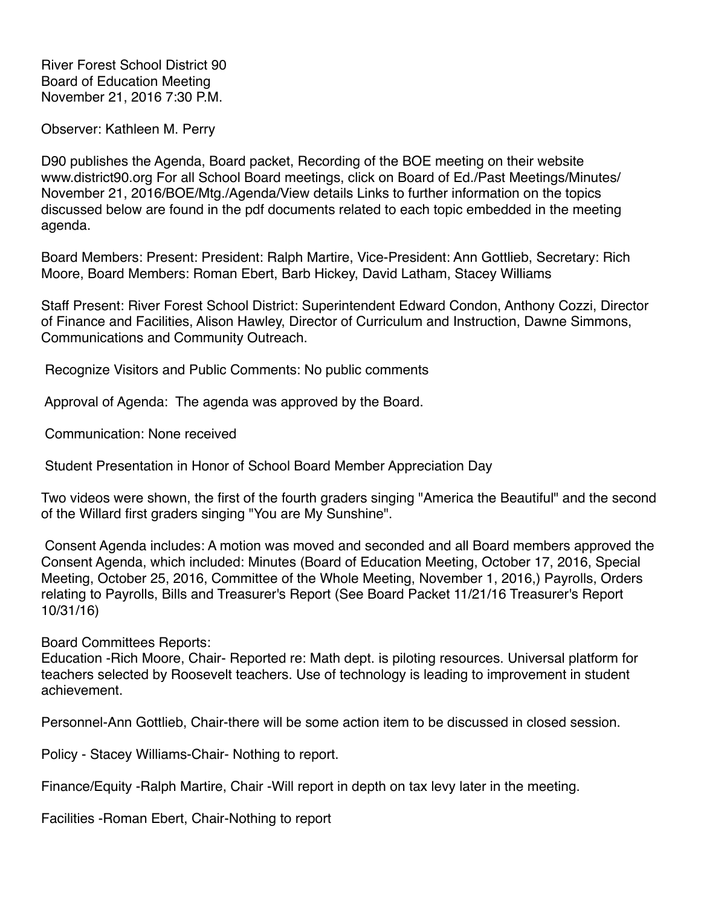River Forest School District 90
Board of Education Meeting
November 21, 2016 7:30 P.M.

Observer: Kathleen M. Perry

D90 publishes the Agenda, Board packet, Recording of the BOE meeting on their website www.district90.org For all School Board meetings, click on Board of Ed./Past Meetings/Minutes/ November 21, 2016/BOE/Mtg./Agenda/View details Links to further information on the topics discussed below are found in the pdf documents related to each topic embedded in the meeting agenda.

Board Members: Present: President: Ralph Martire, Vice-President: Ann Gottlieb, Secretary: Rich Moore, Board Members: Roman Ebert, Barb Hickey, David Latham, Stacey Williams

Staff Present: River Forest School District: Superintendent Edward Condon, Anthony Cozzi, Director of Finance and Facilities, Alison Hawley, Director of Curriculum and Instruction, Dawne Simmons, Communications and Community Outreach.

Recognize Visitors and Public Comments: No public comments

Approval of Agenda: The agenda was approved by the Board.

Communication: None received

Student Presentation in Honor of School Board Member Appreciation Day

Two videos were shown, the first of the fourth graders singing "America the Beautiful" and the second of the Willard first graders singing "You are My Sunshine".

Consent Agenda includes: A motion was moved and seconded and all Board members approved the Consent Agenda, which included: Minutes (Board of Education Meeting, October 17, 2016, Special Meeting, October 25, 2016, Committee of the Whole Meeting, November 1, 2016,) Payrolls, Orders relating to Payrolls, Bills and Treasurer's Report (See Board Packet 11/21/16 Treasurer's Report 10/31/16)

Board Committees Reports:
Education -Rich Moore, Chair- Reported re: Math dept. is piloting resources. Universal platform for teachers selected by Roosevelt teachers. Use of technology is leading to improvement in student achievement.

Personnel-Ann Gottlieb, Chair-there will be some action item to be discussed in closed session.

Policy - Stacey Williams-Chair- Nothing to report.

Finance/Equity -Ralph Martire, Chair -Will report in depth on tax levy later in the meeting.

Facilities -Roman Ebert, Chair-Nothing to report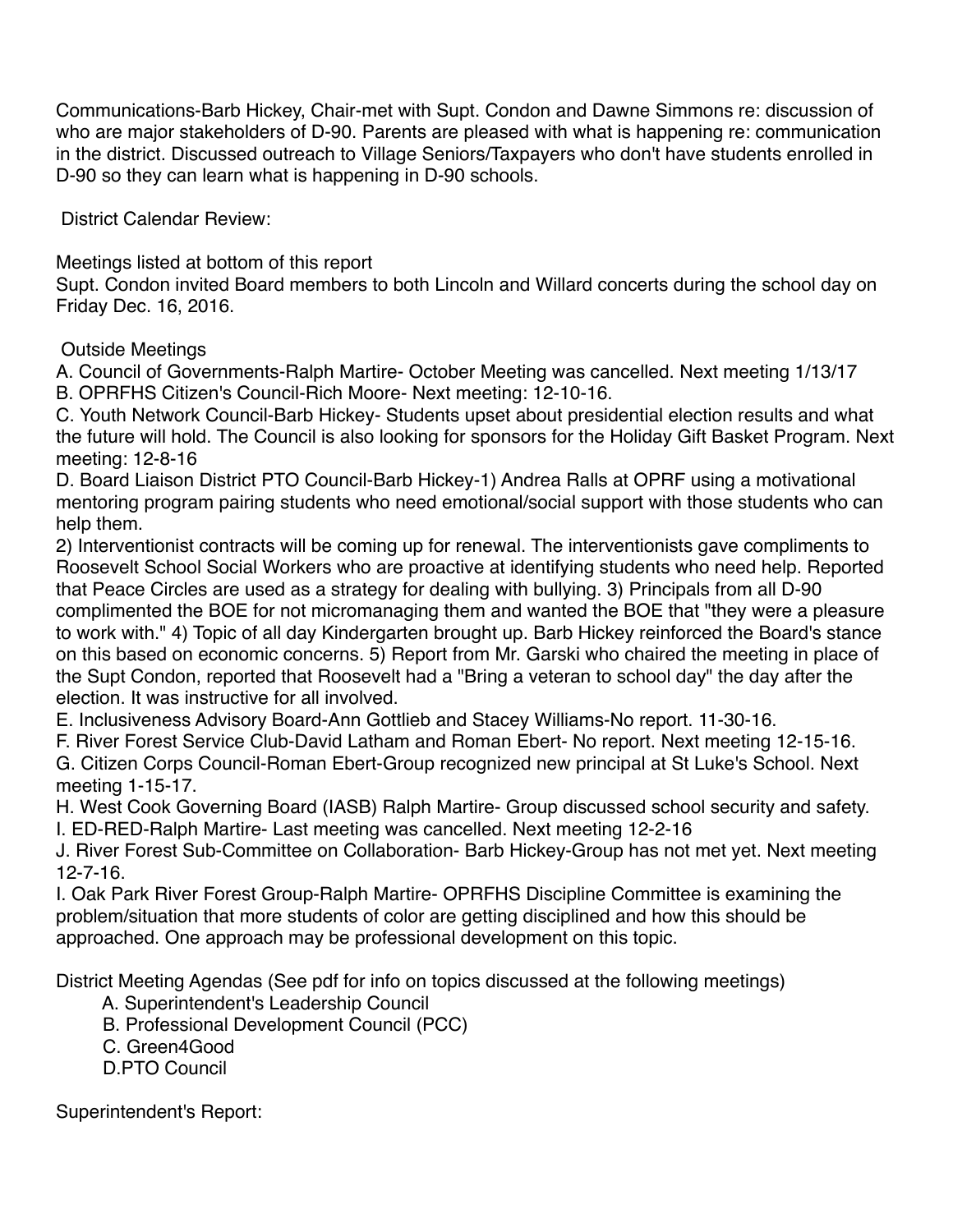Communications-Barb Hickey, Chair-met with Supt. Condon and Dawne Simmons re: discussion of who are major stakeholders of D-90. Parents are pleased with what is happening re: communication in the district. Discussed outreach to Village Seniors/Taxpayers who don't have students enrolled in D-90 so they can learn what is happening in D-90 schools.

District Calendar Review:

Meetings listed at bottom of this report
Supt. Condon invited Board members to both Lincoln and Willard concerts during the school day on Friday Dec. 16, 2016.

Outside Meetings

A. Council of Governments-Ralph Martire- October Meeting was cancelled. Next meeting 1/13/17
B. OPRFHS Citizen's Council-Rich Moore- Next meeting: 12-10-16.
C. Youth Network Council-Barb Hickey- Students upset about presidential election results and what the future will hold. The Council is also looking for sponsors for the Holiday Gift Basket Program. Next meeting: 12-8-16
D. Board Liaison District PTO Council-Barb Hickey-1) Andrea Ralls at OPRF using a motivational mentoring program pairing students who need emotional/social support with those students who can help them.
2) Interventionist contracts will be coming up for renewal. The interventionists gave compliments to Roosevelt School Social Workers who are proactive at identifying students who need help. Reported that Peace Circles are used as a strategy for dealing with bullying. 3) Principals from all D-90 complimented the BOE for not micromanaging them and wanted the BOE that "they were a pleasure to work with." 4) Topic of all day Kindergarten brought up. Barb Hickey reinforced the Board's stance on this based on economic concerns. 5) Report from Mr. Garski who chaired the meeting in place of the Supt Condon, reported that Roosevelt had a "Bring a veteran to school day" the day after the election. It was instructive for all involved.
E. Inclusiveness Advisory Board-Ann Gottlieb and Stacey Williams-No report. 11-30-16.
F. River Forest Service Club-David Latham and Roman Ebert- No report. Next meeting 12-15-16.
G. Citizen Corps Council-Roman Ebert-Group recognized new principal at St Luke's School. Next meeting 1-15-17.
H. West Cook Governing Board (IASB) Ralph Martire- Group discussed school security and safety.
I. ED-RED-Ralph Martire- Last meeting was cancelled. Next meeting 12-2-16
J. River Forest Sub-Committee on Collaboration- Barb Hickey-Group has not met yet. Next meeting 12-7-16.
I. Oak Park River Forest Group-Ralph Martire- OPRFHS Discipline Committee is examining the problem/situation that more students of color are getting disciplined and how this should be approached. One approach may be professional development on this topic.

District Meeting Agendas (See pdf for info on topics discussed at the following meetings)

A. Superintendent's Leadership Council
B. Professional Development Council (PCC)
C. Green4Good
D.PTO Council

Superintendent's Report: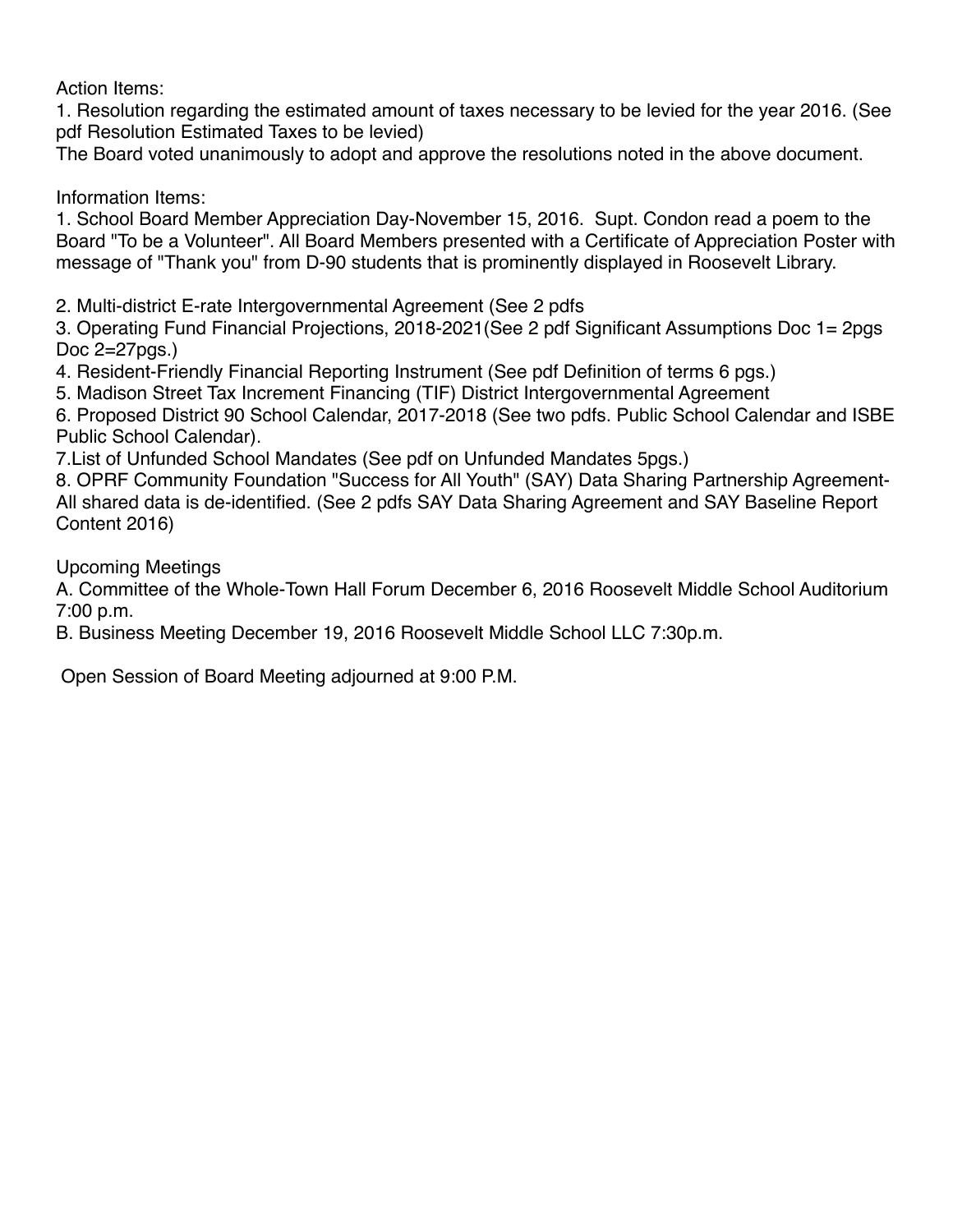Action Items:

1. Resolution regarding the estimated amount of taxes necessary to be levied for the year 2016. (See pdf Resolution Estimated Taxes to be levied)

The Board voted unanimously to adopt and approve the resolutions noted in the above document.

Information Items:

1. School Board Member Appreciation Day-November 15, 2016. Supt. Condon read a poem to the Board "To be a Volunteer". All Board Members presented with a Certificate of Appreciation Poster with message of "Thank you" from D-90 students that is prominently displayed in Roosevelt Library.

2. Multi-district E-rate Intergovernmental Agreement (See 2 pdfs
3. Operating Fund Financial Projections, 2018-2021(See 2 pdf Significant Assumptions Doc 1= 2pgs Doc 2=27pgs.)
4. Resident-Friendly Financial Reporting Instrument (See pdf Definition of terms 6 pgs.)
5. Madison Street Tax Increment Financing (TIF) District Intergovernmental Agreement
6. Proposed District 90 School Calendar, 2017-2018 (See two pdfs. Public School Calendar and ISBE Public School Calendar).
7. List of Unfunded School Mandates (See pdf on Unfunded Mandates 5pgs.)
8. OPRF Community Foundation "Success for All Youth" (SAY) Data Sharing Partnership Agreement- All shared data is de-identified. (See 2 pdfs SAY Data Sharing Agreement and SAY Baseline Report Content 2016)

Upcoming Meetings

A. Committee of the Whole-Town Hall Forum December 6, 2016 Roosevelt Middle School Auditorium 7:00 p.m.

B. Business Meeting December 19, 2016 Roosevelt Middle School LLC 7:30p.m.

Open Session of Board Meeting adjourned at 9:00 P.M.